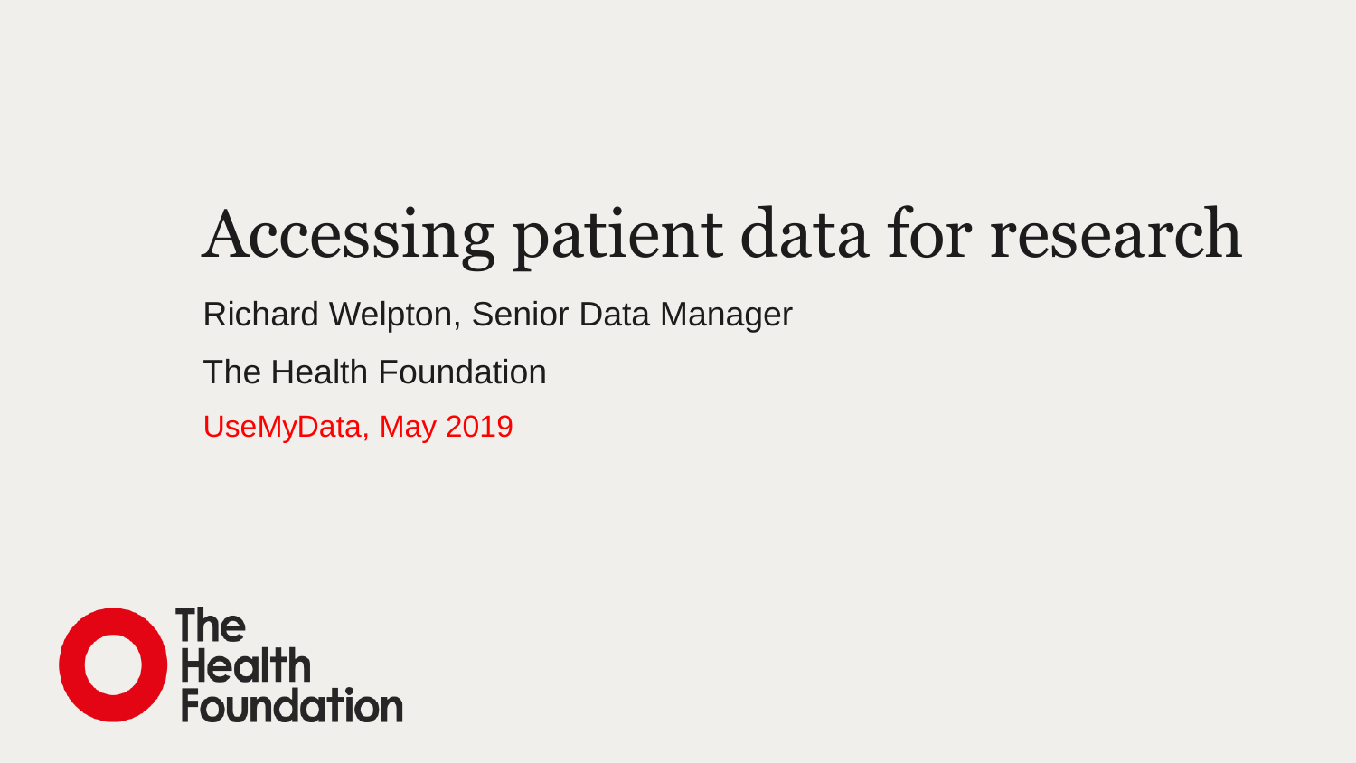# Accessing patient data for research

Richard Welpton, Senior Data Manager

The Health Foundation

UseMyData, May 2019

The Health Foundation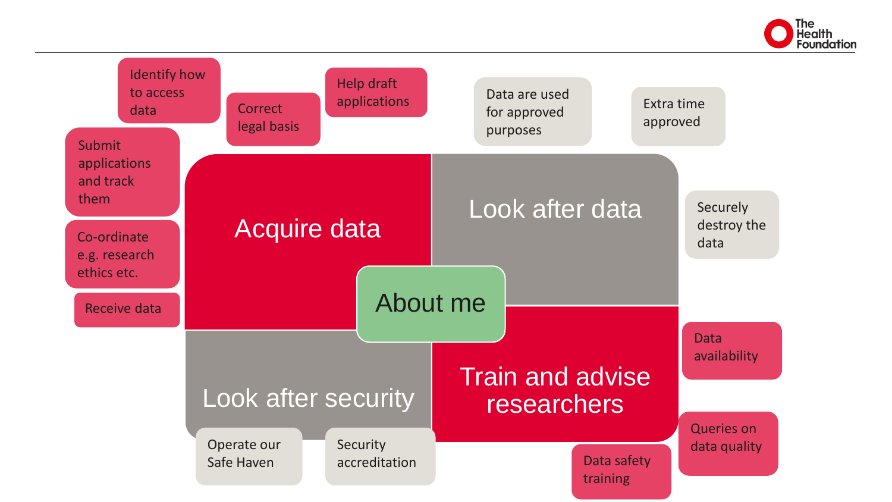## About me

### Acquire data

- Identify how to access data
- Correct legal basis
- Help draft applications
- Submit applications and track them
- Co-ordinate e.g. research ethics etc.
- Receive data

### Look after data

- Data are used for approved purposes
- Extra time approved
- Securely destroy the data

### Look after security

- Operate our Safe Haven
- Security accreditation

### Train and advise researchers

- Data availability
- Queries on data quality
- Data safety training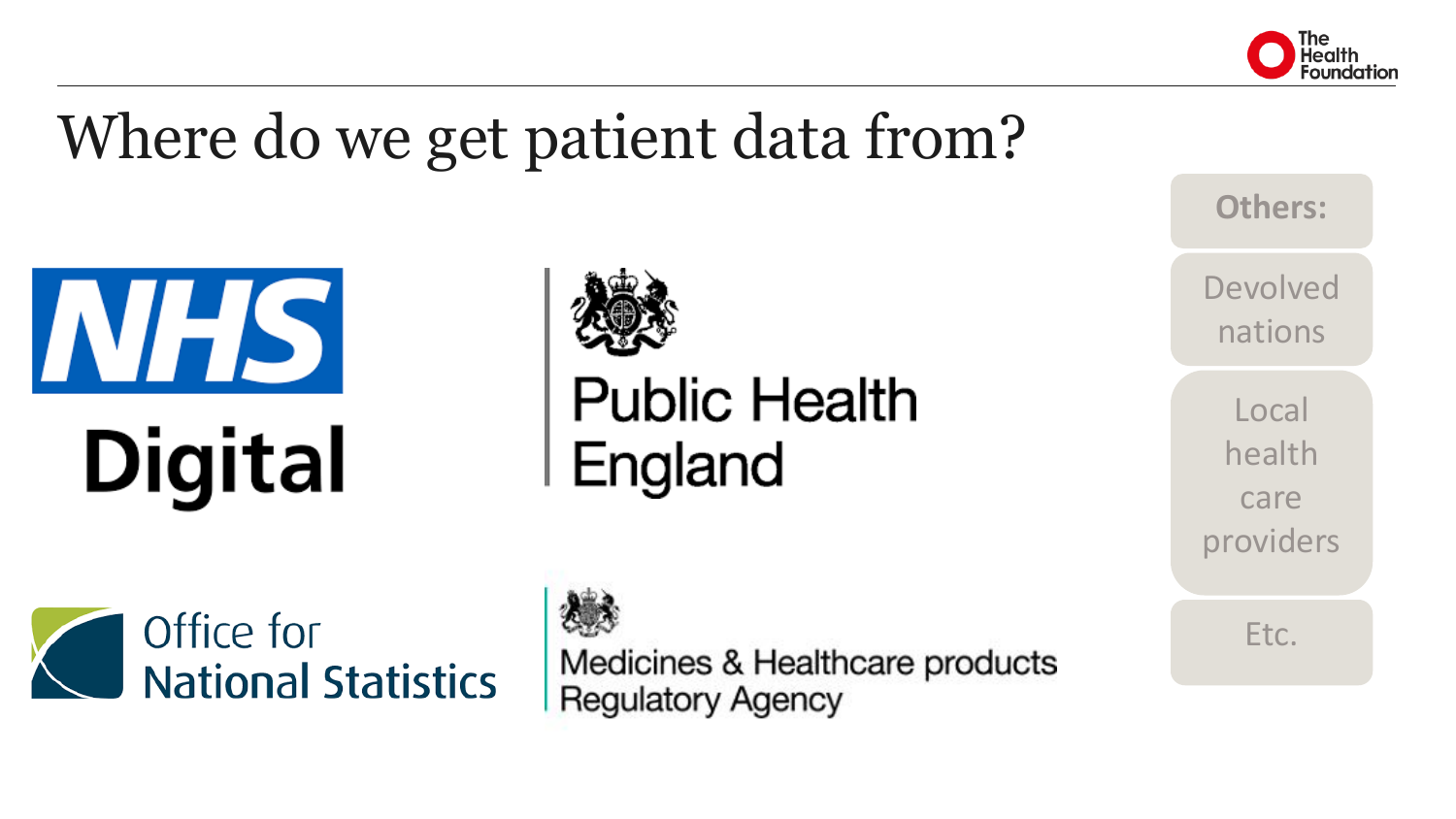# Where do we get patient data from?

- NHS Digital
- Public Health England
- Office for National Statistics
- Medicines & Healthcare products Regulatory Agency

**Others:**

- Devolved nations
- Local health care providers
- Etc.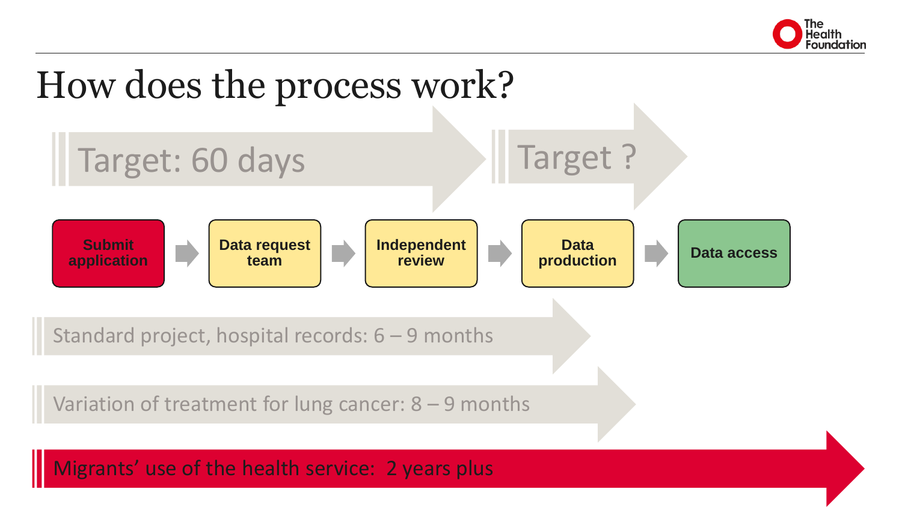# How does the process work?

Target: 60 days

Target ?

**Submit application** → **Data request team** → **Independent review** → **Data production** → **Data access**

Standard project, hospital records: 6 – 9 months

Variation of treatment for lung cancer: 8 – 9 months

Migrants' use of the health service: 2 years plus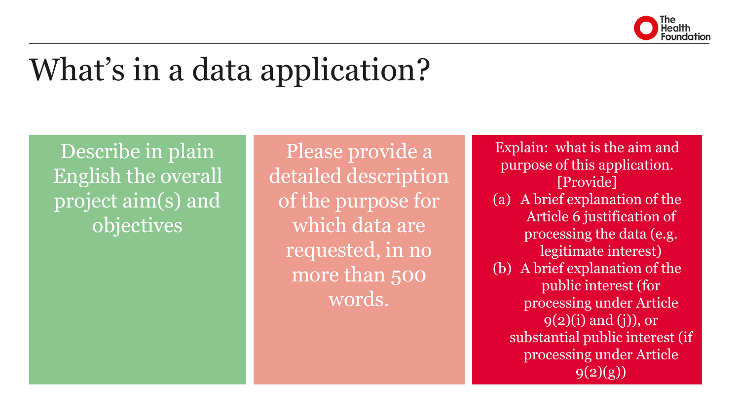# What's in a data application?

Describe in plain English the overall project aim(s) and objectives

Please provide a detailed description of the purpose for which data are requested, in no more than 500 words.

Explain: what is the aim and purpose of this application. [Provide]

(a) A brief explanation of the Article 6 justification of processing the data (e.g. legitimate interest)
(b) A brief explanation of the public interest (for processing under Article 9(2)(i) and (j)), or substantial public interest (if processing under Article 9(2)(g))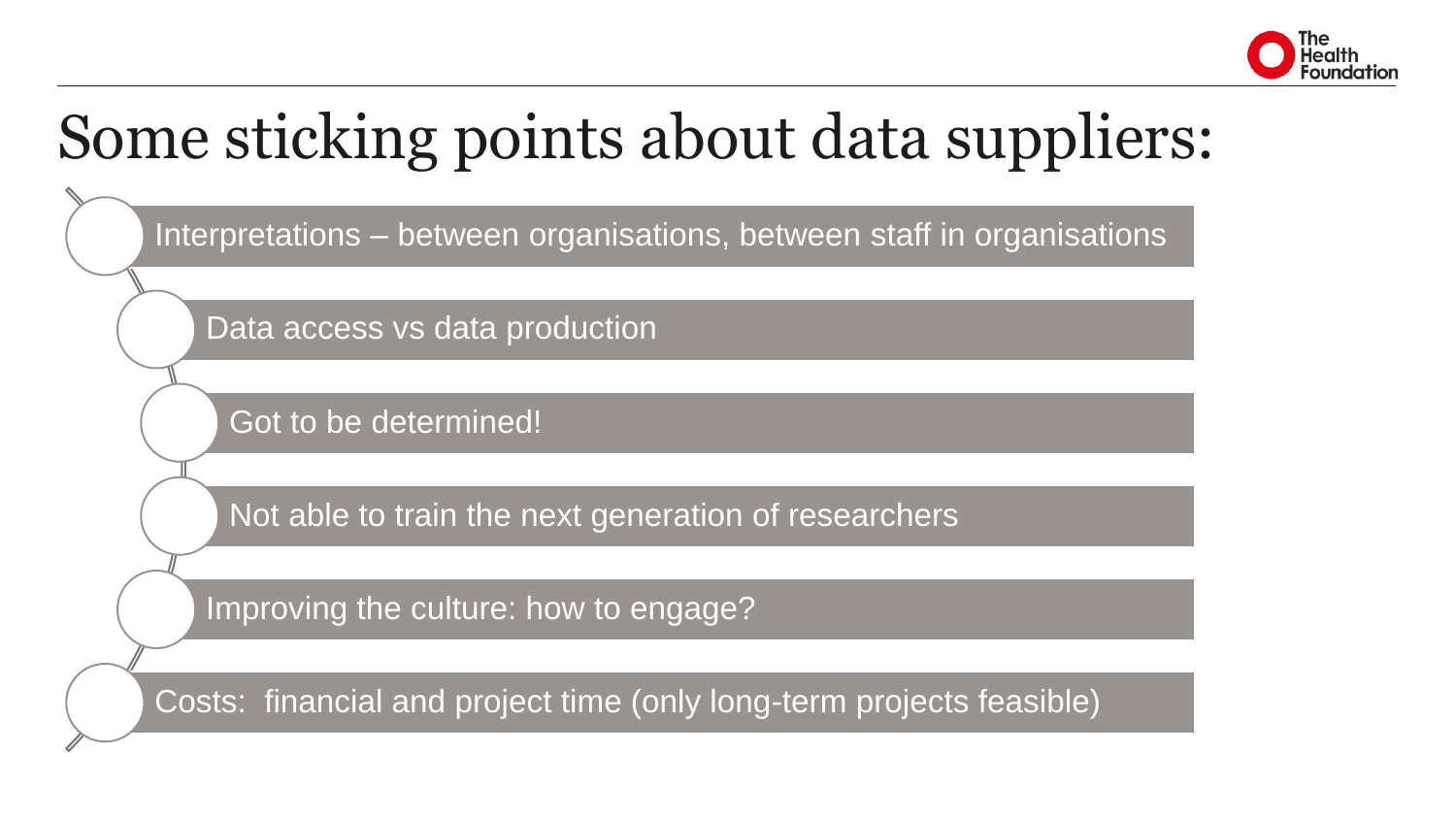# Some sticking points about data suppliers:

- Interpretations – between organisations, between staff in organisations
- Data access vs data production
- Got to be determined!
- Not able to train the next generation of researchers
- Improving the culture: how to engage?
- Costs: financial and project time (only long-term projects feasible)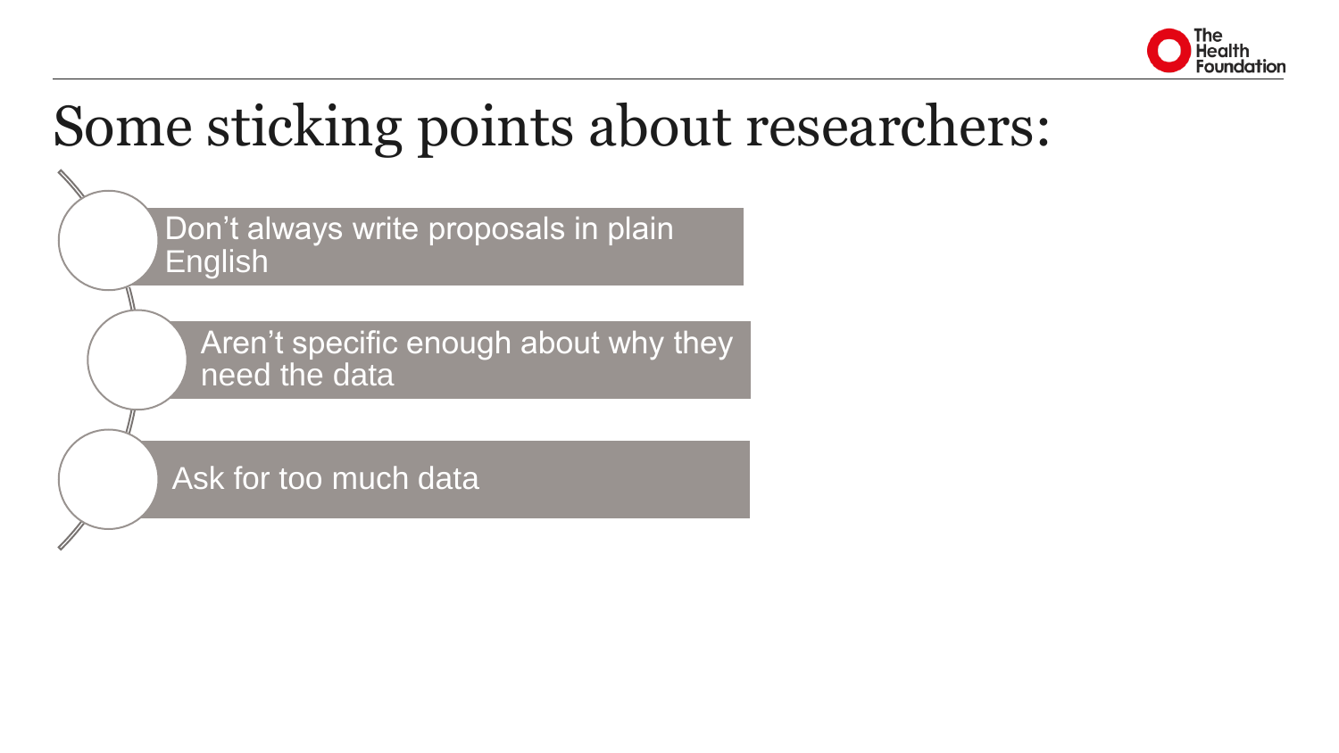# Some sticking points about researchers:

- Don't always write proposals in plain English
- Aren't specific enough about why they need the data
- Ask for too much data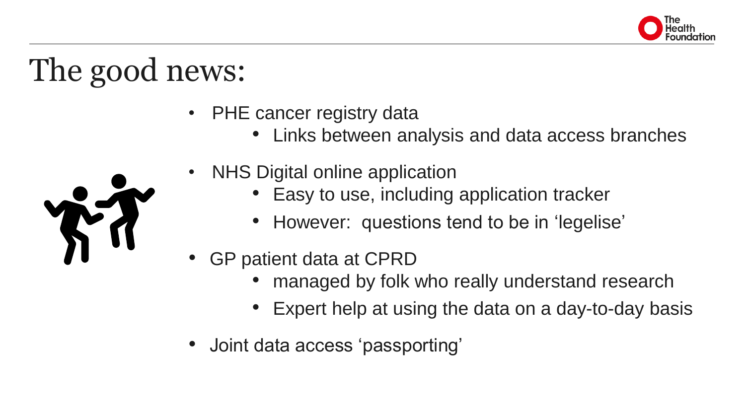# The good news:

- PHE cancer registry data
  - Links between analysis and data access branches
- NHS Digital online application
  - Easy to use, including application tracker
  - However: questions tend to be in 'legelise'
- GP patient data at CPRD
  - managed by folk who really understand research
  - Expert help at using the data on a day-to-day basis
- Joint data access 'passporting'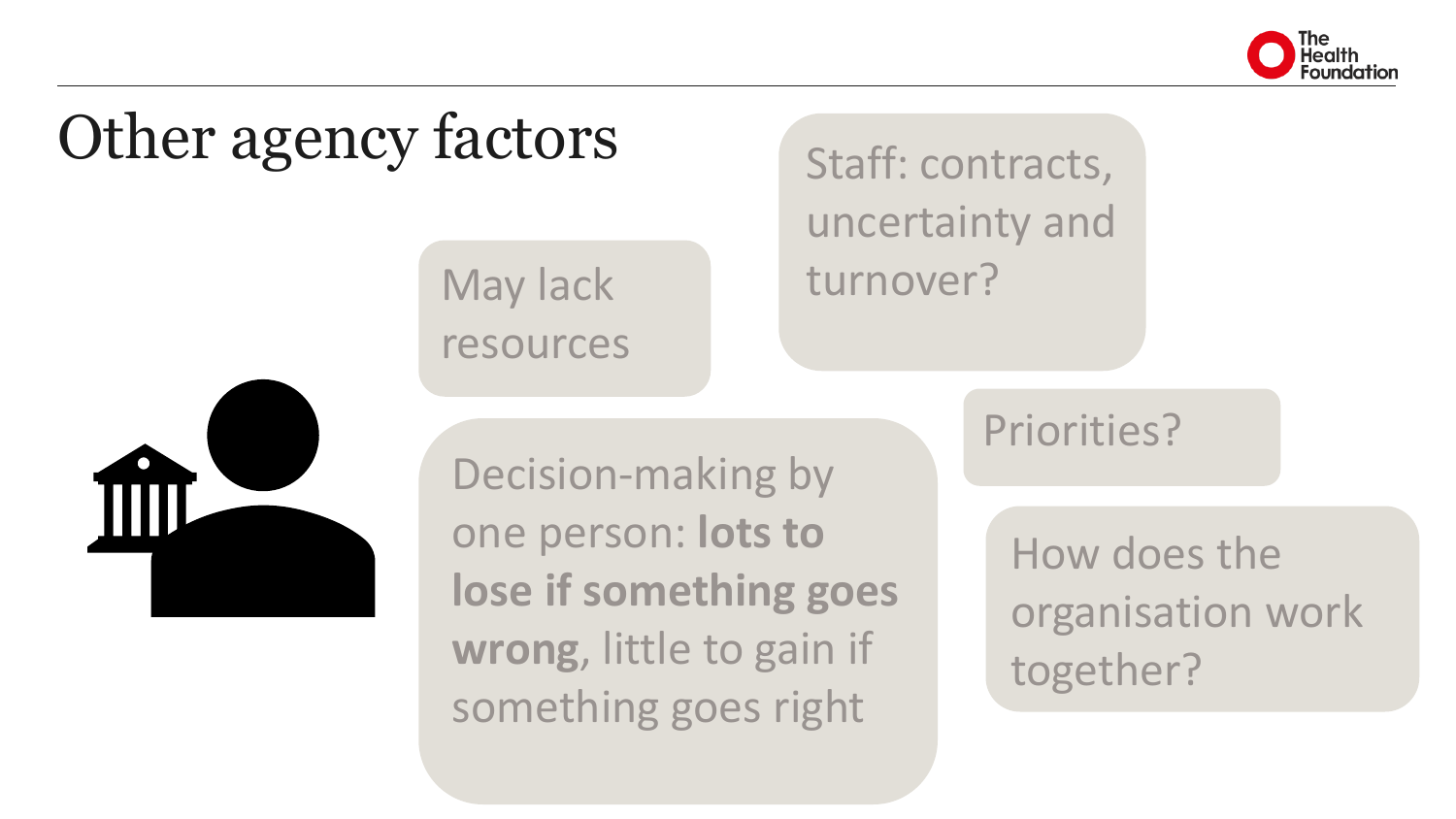# Other agency factors

May lack resources

Staff: contracts, uncertainty and turnover?

Decision-making by one person: **lots to lose if something goes wrong**, little to gain if something goes right

Priorities?

How does the organisation work together?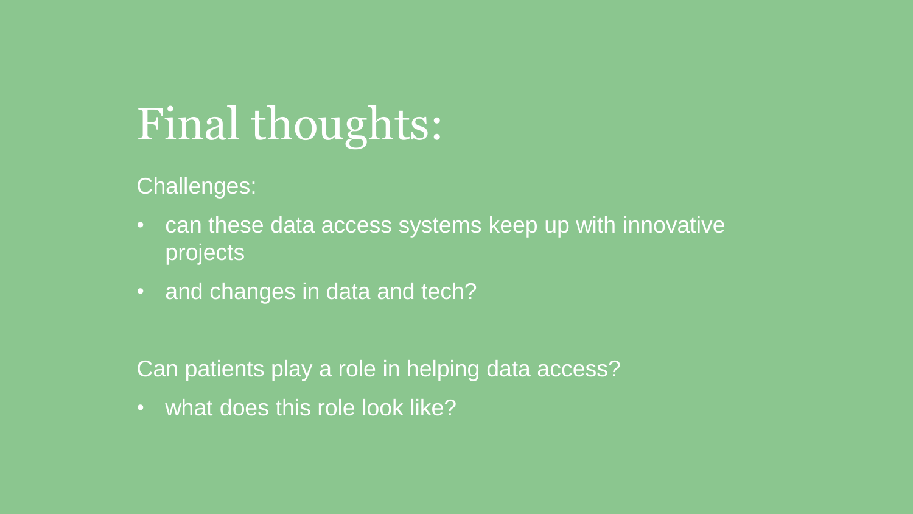# Final thoughts:

Challenges:

- can these data access systems keep up with innovative projects
- and changes in data and tech?

Can patients play a role in helping data access?

- what does this role look like?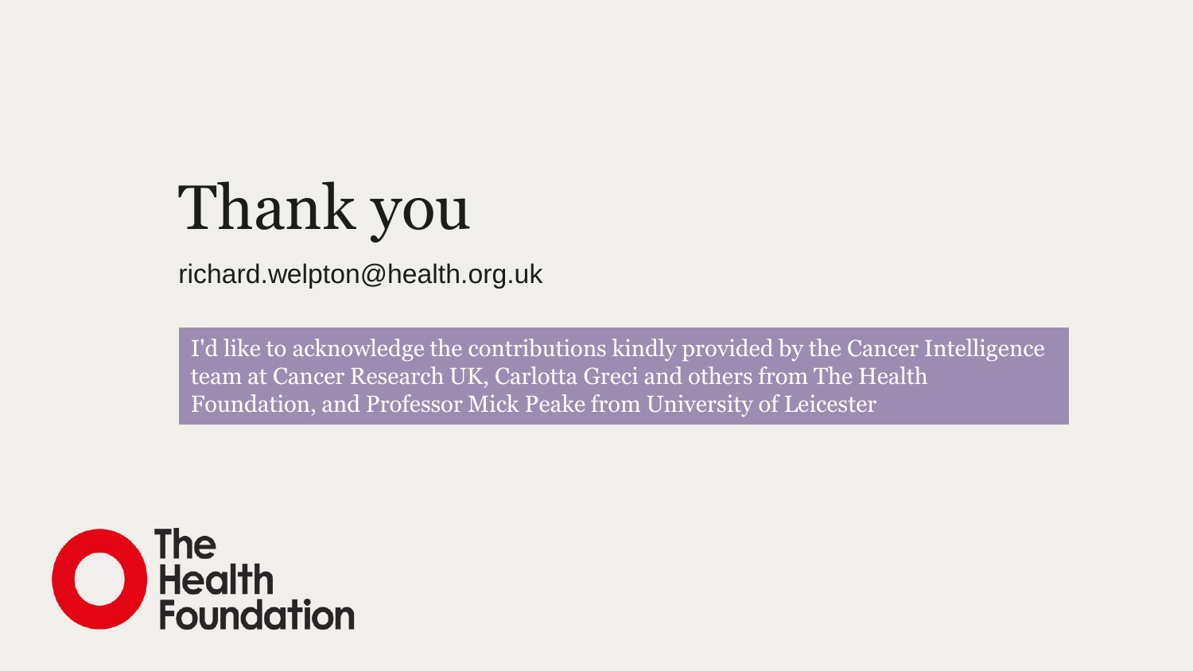# Thank you

richard.welpton@health.org.uk

I'd like to acknowledge the contributions kindly provided by the Cancer Intelligence team at Cancer Research UK, Carlotta Greci and others from The Health Foundation, and Professor Mick Peake from University of Leicester

The Health Foundation